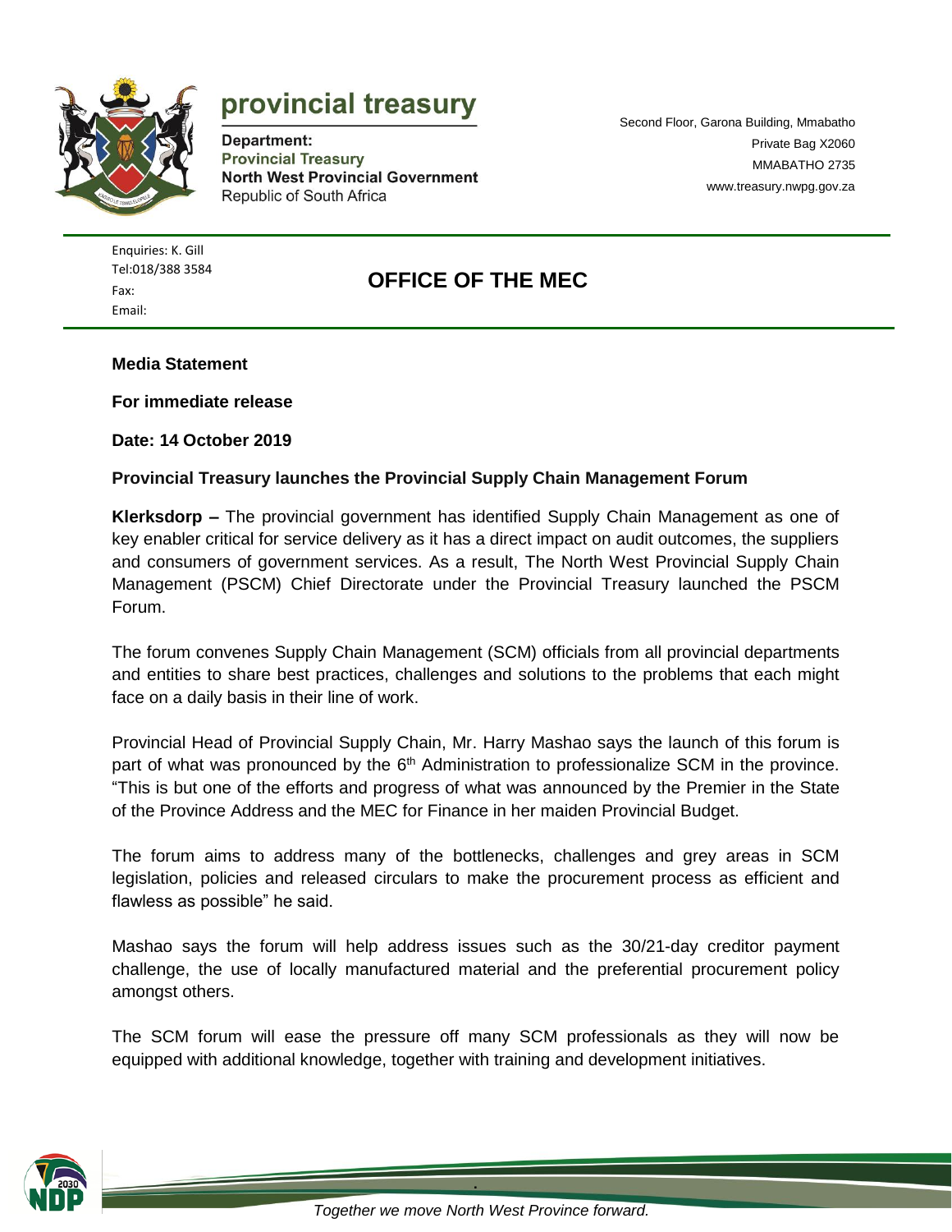# provincial treasury

**Department:**
**Provincial Treasury**
**North West Provincial Government**
Republic of South Africa

Second Floor, Garona Building, Mmabatho
Private Bag X2060
MMABATHO 2735
www.treasury.nwpg.gov.za

Enquiries: K. Gill
Tel:018/388 3584
Fax:
Email:

## OFFICE OF THE MEC

**Media Statement**

**For immediate release**

**Date: 14 October 2019**

**Provincial Treasury launches the Provincial Supply Chain Management Forum**

**Klerksdorp –** The provincial government has identified Supply Chain Management as one of key enabler critical for service delivery as it has a direct impact on audit outcomes, the suppliers and consumers of government services. As a result, The North West Provincial Supply Chain Management (PSCM) Chief Directorate under the Provincial Treasury launched the PSCM Forum.

The forum convenes Supply Chain Management (SCM) officials from all provincial departments and entities to share best practices, challenges and solutions to the problems that each might face on a daily basis in their line of work.

Provincial Head of Provincial Supply Chain, Mr. Harry Mashao says the launch of this forum is part of what was pronounced by the 6th Administration to professionalize SCM in the province. "This is but one of the efforts and progress of what was announced by the Premier in the State of the Province Address and the MEC for Finance in her maiden Provincial Budget.

The forum aims to address many of the bottlenecks, challenges and grey areas in SCM legislation, policies and released circulars to make the procurement process as efficient and flawless as possible" he said.

Mashao says the forum will help address issues such as the 30/21-day creditor payment challenge, the use of locally manufactured material and the preferential procurement policy amongst others.

The SCM forum will ease the pressure off many SCM professionals as they will now be equipped with additional knowledge, together with training and development initiatives.

*Together we move North West Province forward.*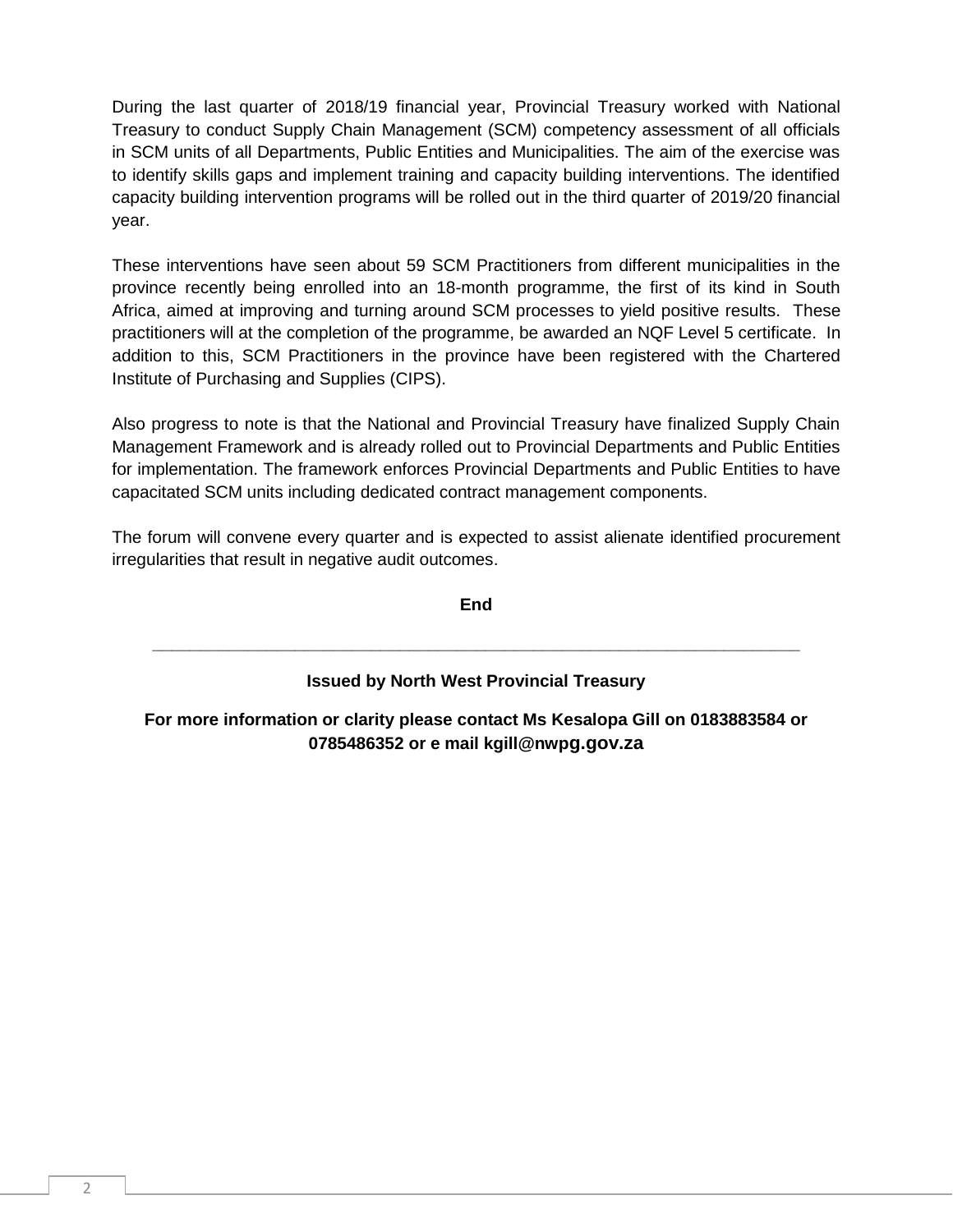During the last quarter of 2018/19 financial year, Provincial Treasury worked with National Treasury to conduct Supply Chain Management (SCM) competency assessment of all officials in SCM units of all Departments, Public Entities and Municipalities. The aim of the exercise was to identify skills gaps and implement training and capacity building interventions. The identified capacity building intervention programs will be rolled out in the third quarter of 2019/20 financial year.

These interventions have seen about 59 SCM Practitioners from different municipalities in the province recently being enrolled into an 18-month programme, the first of its kind in South Africa, aimed at improving and turning around SCM processes to yield positive results. These practitioners will at the completion of the programme, be awarded an NQF Level 5 certificate. In addition to this, SCM Practitioners in the province have been registered with the Chartered Institute of Purchasing and Supplies (CIPS).

Also progress to note is that the National and Provincial Treasury have finalized Supply Chain Management Framework and is already rolled out to Provincial Departments and Public Entities for implementation. The framework enforces Provincial Departments and Public Entities to have capacitated SCM units including dedicated contract management components.

The forum will convene every quarter and is expected to assist alienate identified procurement irregularities that result in negative audit outcomes.

**End**

---

**Issued by North West Provincial Treasury**

**For more information or clarity please contact Ms Kesalopa Gill on 0183883584 or 0785486352 or e mail kgill@nwpg.gov.za**